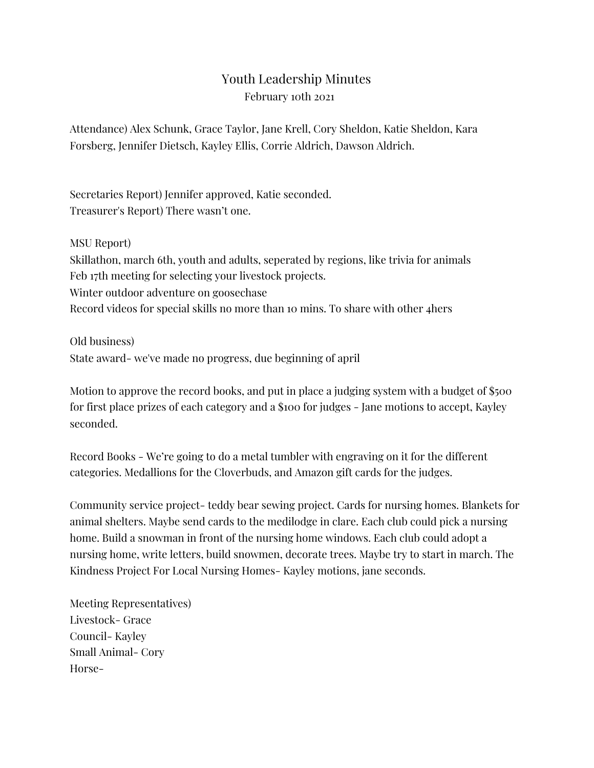# Youth Leadership Minutes

February 10th 2021

Attendance) Alex Schunk, Grace Taylor, Jane Krell, Cory Sheldon, Katie Sheldon, Kara Forsberg, Jennifer Dietsch, Kayley Ellis, Corrie Aldrich, Dawson Aldrich.

Secretaries Report) Jennifer approved, Katie seconded.
Treasurer's Report) There wasn't one.

MSU Report)
Skillathon, march 6th, youth and adults, seperated by regions, like trivia for animals
Feb 17th meeting for selecting your livestock projects.
Winter outdoor adventure on goosechase
Record videos for special skills no more than 10 mins. To share with other 4hers

Old business)
State award- we've made no progress, due beginning of april

Motion to approve the record books, and put in place a judging system with a budget of $500 for first place prizes of each category and a $100 for judges - Jane motions to accept, Kayley seconded.

Record Books - We're going to do a metal tumbler with engraving on it for the different categories. Medallions for the Cloverbuds, and Amazon gift cards for the judges.

Community service project- teddy bear sewing project. Cards for nursing homes. Blankets for animal shelters. Maybe send cards to the medilodge in clare. Each club could pick a nursing home. Build a snowman in front of the nursing home windows. Each club could adopt a nursing home, write letters, build snowmen, decorate trees. Maybe try to start in march. The Kindness Project For Local Nursing Homes- Kayley motions, jane seconds.

Meeting Representatives)
Livestock- Grace
Council- Kayley
Small Animal- Cory
Horse-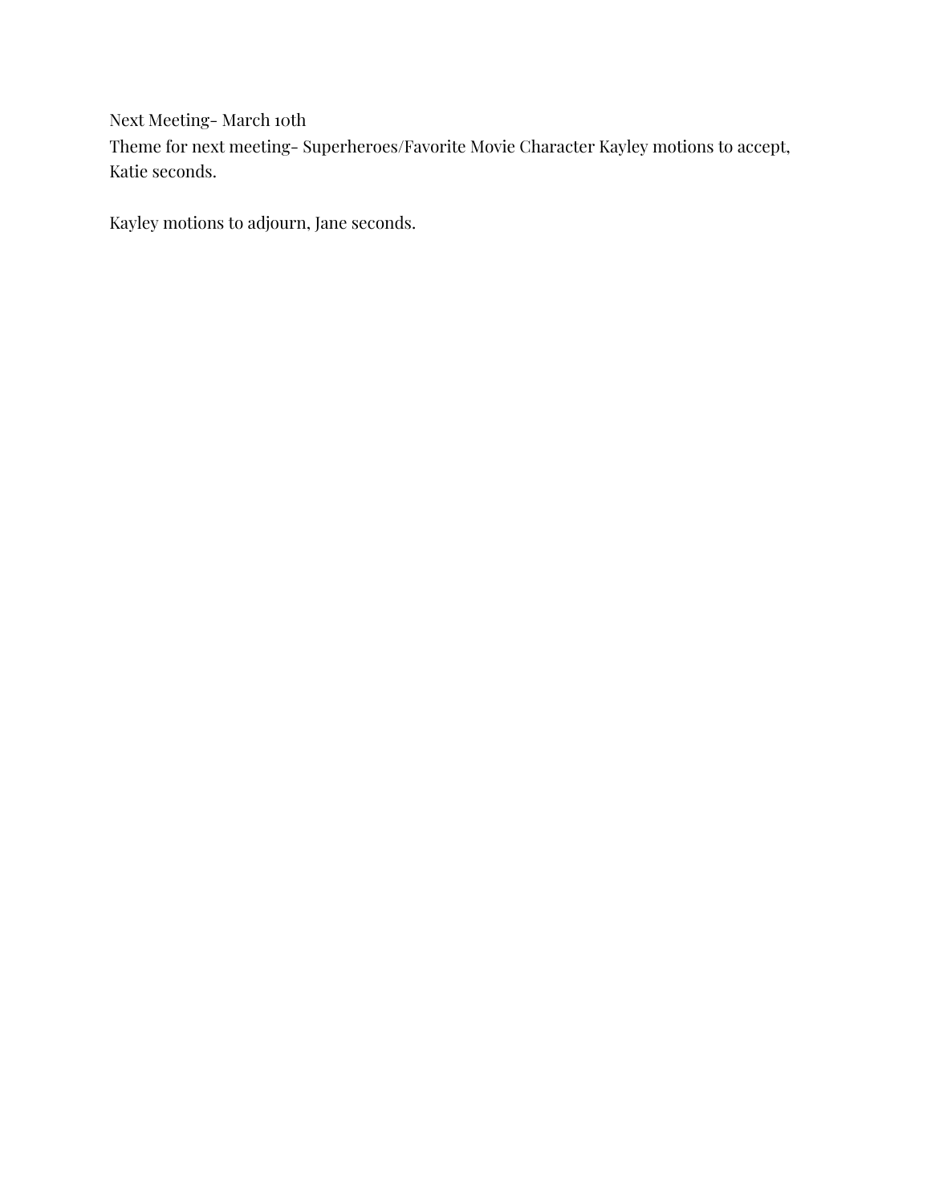Next Meeting- March 10th
Theme for next meeting- Superheroes/Favorite Movie Character Kayley motions to accept, Katie seconds.

Kayley motions to adjourn, Jane seconds.